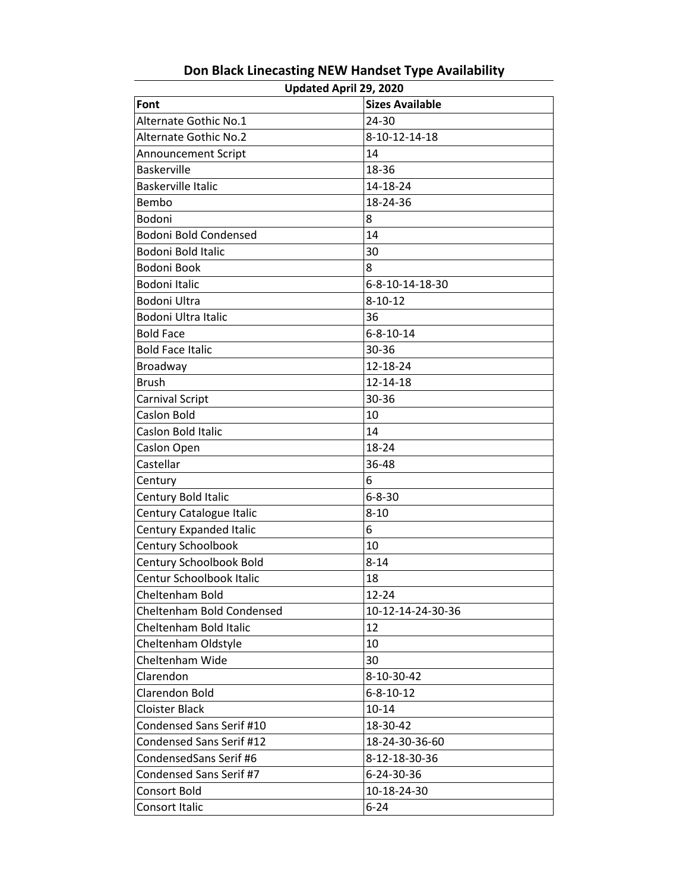# Don Black Linecasting NEW Handset Type Availability

**Updated April 29, 2020**

| Font | Sizes Available |
|---|---|
| Alternate Gothic No.1 | 24-30 |
| Alternate Gothic No.2 | 8-10-12-14-18 |
| Announcement Script | 14 |
| Baskerville | 18-36 |
| Baskerville Italic | 14-18-24 |
| Bembo | 18-24-36 |
| Bodoni | 8 |
| Bodoni Bold Condensed | 14 |
| Bodoni Bold Italic | 30 |
| Bodoni Book | 8 |
| Bodoni Italic | 6-8-10-14-18-30 |
| Bodoni Ultra | 8-10-12 |
| Bodoni Ultra Italic | 36 |
| Bold Face | 6-8-10-14 |
| Bold Face Italic | 30-36 |
| Broadway | 12-18-24 |
| Brush | 12-14-18 |
| Carnival Script | 30-36 |
| Caslon Bold | 10 |
| Caslon Bold Italic | 14 |
| Caslon Open | 18-24 |
| Castellar | 36-48 |
| Century | 6 |
| Century Bold Italic | 6-8-30 |
| Century Catalogue Italic | 8-10 |
| Century Expanded Italic | 6 |
| Century Schoolbook | 10 |
| Century Schoolbook Bold | 8-14 |
| Centur Schoolbook Italic | 18 |
| Cheltenham Bold | 12-24 |
| Cheltenham Bold Condensed | 10-12-14-24-30-36 |
| Cheltenham Bold Italic | 12 |
| Cheltenham Oldstyle | 10 |
| Cheltenham Wide | 30 |
| Clarendon | 8-10-30-42 |
| Clarendon Bold | 6-8-10-12 |
| Cloister Black | 10-14 |
| Condensed Sans Serif #10 | 18-30-42 |
| Condensed Sans Serif #12 | 18-24-30-36-60 |
| CondensedSans Serif #6 | 8-12-18-30-36 |
| Condensed Sans Serif #7 | 6-24-30-36 |
| Consort Bold | 10-18-24-30 |
| Consort Italic | 6-24 |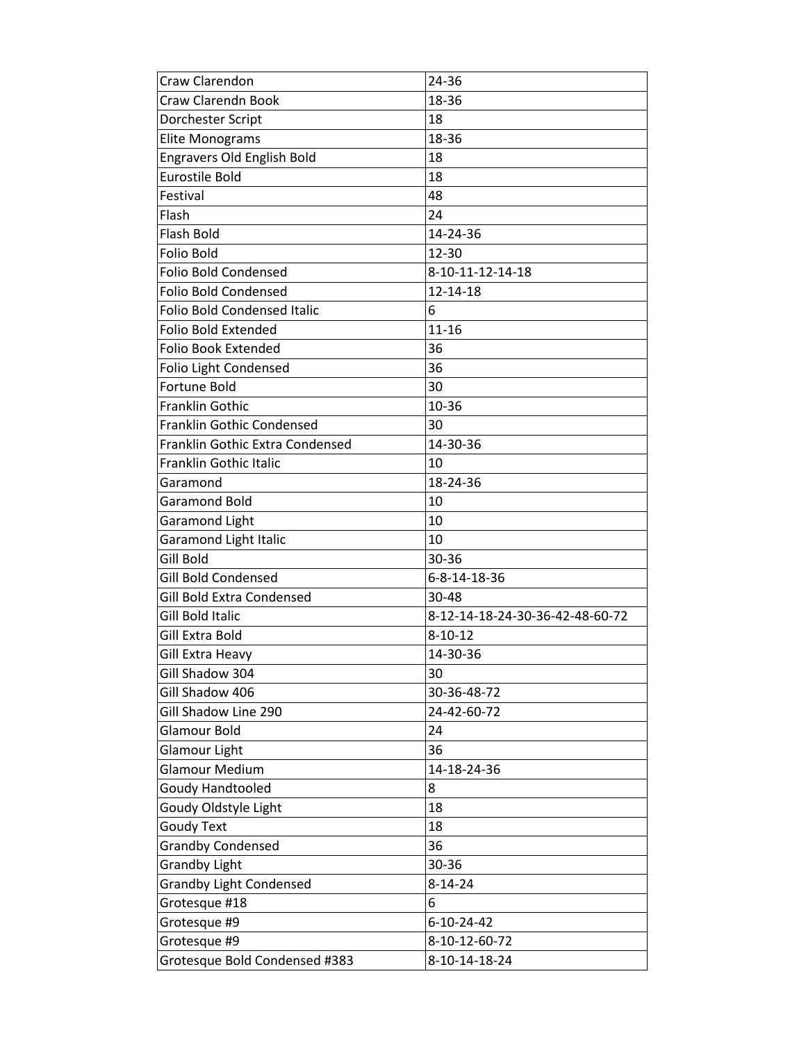| Craw Clarendon | 24-36 |
|---|---|
| Craw Clarendn Book | 18-36 |
| Dorchester Script | 18 |
| Elite Monograms | 18-36 |
| Engravers Old English Bold | 18 |
| Eurostile Bold | 18 |
| Festival | 48 |
| Flash | 24 |
| Flash Bold | 14-24-36 |
| Folio Bold | 12-30 |
| Folio Bold Condensed | 8-10-11-12-14-18 |
| Folio Bold Condensed | 12-14-18 |
| Folio Bold Condensed Italic | 6 |
| Folio Bold Extended | 11-16 |
| Folio Book Extended | 36 |
| Folio Light Condensed | 36 |
| Fortune Bold | 30 |
| Franklin Gothic | 10-36 |
| Franklin Gothic Condensed | 30 |
| Franklin Gothic Extra Condensed | 14-30-36 |
| Franklin Gothic Italic | 10 |
| Garamond | 18-24-36 |
| Garamond Bold | 10 |
| Garamond Light | 10 |
| Garamond Light Italic | 10 |
| Gill Bold | 30-36 |
| Gill Bold Condensed | 6-8-14-18-36 |
| Gill Bold Extra Condensed | 30-48 |
| Gill Bold Italic | 8-12-14-18-24-30-36-42-48-60-72 |
| Gill Extra Bold | 8-10-12 |
| Gill Extra Heavy | 14-30-36 |
| Gill Shadow 304 | 30 |
| Gill Shadow 406 | 30-36-48-72 |
| Gill Shadow Line 290 | 24-42-60-72 |
| Glamour Bold | 24 |
| Glamour Light | 36 |
| Glamour Medium | 14-18-24-36 |
| Goudy Handtooled | 8 |
| Goudy Oldstyle Light | 18 |
| Goudy Text | 18 |
| Grandby Condensed | 36 |
| Grandby Light | 30-36 |
| Grandby Light Condensed | 8-14-24 |
| Grotesque #18 | 6 |
| Grotesque #9 | 6-10-24-42 |
| Grotesque #9 | 8-10-12-60-72 |
| Grotesque Bold Condensed #383 | 8-10-14-18-24 |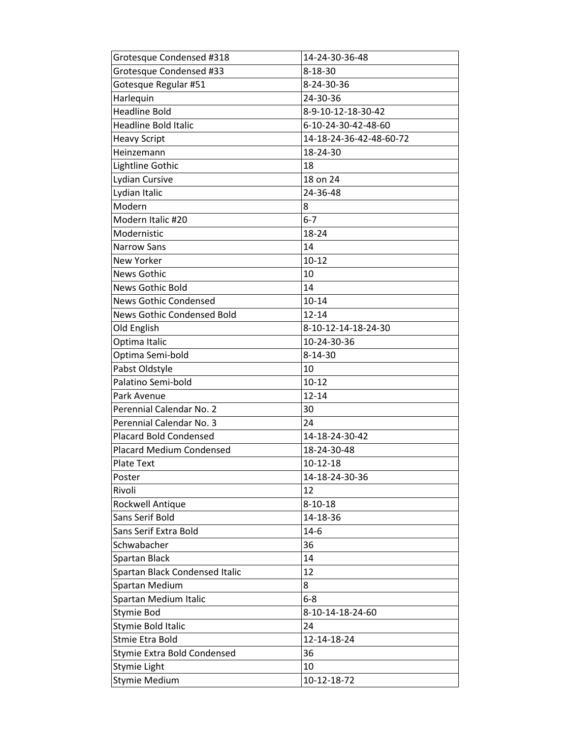| Grotesque Condensed #318 | 14-24-30-36-48 |
|---|---|
| Grotesque Condensed #33 | 8-18-30 |
| Gotesque Regular #51 | 8-24-30-36 |
| Harlequin | 24-30-36 |
| Headline Bold | 8-9-10-12-18-30-42 |
| Headline Bold Italic | 6-10-24-30-42-48-60 |
| Heavy Script | 14-18-24-36-42-48-60-72 |
| Heinzemann | 18-24-30 |
| Lightline Gothic | 18 |
| Lydian Cursive | 18 on 24 |
| Lydian Italic | 24-36-48 |
| Modern | 8 |
| Modern Italic #20 | 6-7 |
| Modernistic | 18-24 |
| Narrow Sans | 14 |
| New Yorker | 10-12 |
| News Gothic | 10 |
| News Gothic Bold | 14 |
| News Gothic Condensed | 10-14 |
| News Gothic Condensed Bold | 12-14 |
| Old English | 8-10-12-14-18-24-30 |
| Optima Italic | 10-24-30-36 |
| Optima Semi-bold | 8-14-30 |
| Pabst Oldstyle | 10 |
| Palatino Semi-bold | 10-12 |
| Park Avenue | 12-14 |
| Perennial Calendar No. 2 | 30 |
| Perennial Calendar No. 3 | 24 |
| Placard Bold Condensed | 14-18-24-30-42 |
| Placard Medium Condensed | 18-24-30-48 |
| Plate Text | 10-12-18 |
| Poster | 14-18-24-30-36 |
| Rivoli | 12 |
| Rockwell Antique | 8-10-18 |
| Sans Serif Bold | 14-18-36 |
| Sans Serif Extra Bold | 14-6 |
| Schwabacher | 36 |
| Spartan Black | 14 |
| Spartan Black Condensed Italic | 12 |
| Spartan Medium | 8 |
| Spartan Medium Italic | 6-8 |
| Stymie Bod | 8-10-14-18-24-60 |
| Stymie Bold Italic | 24 |
| Stmie Etra Bold | 12-14-18-24 |
| Stymie Extra Bold Condensed | 36 |
| Stymie Light | 10 |
| Stymie Medium | 10-12-18-72 |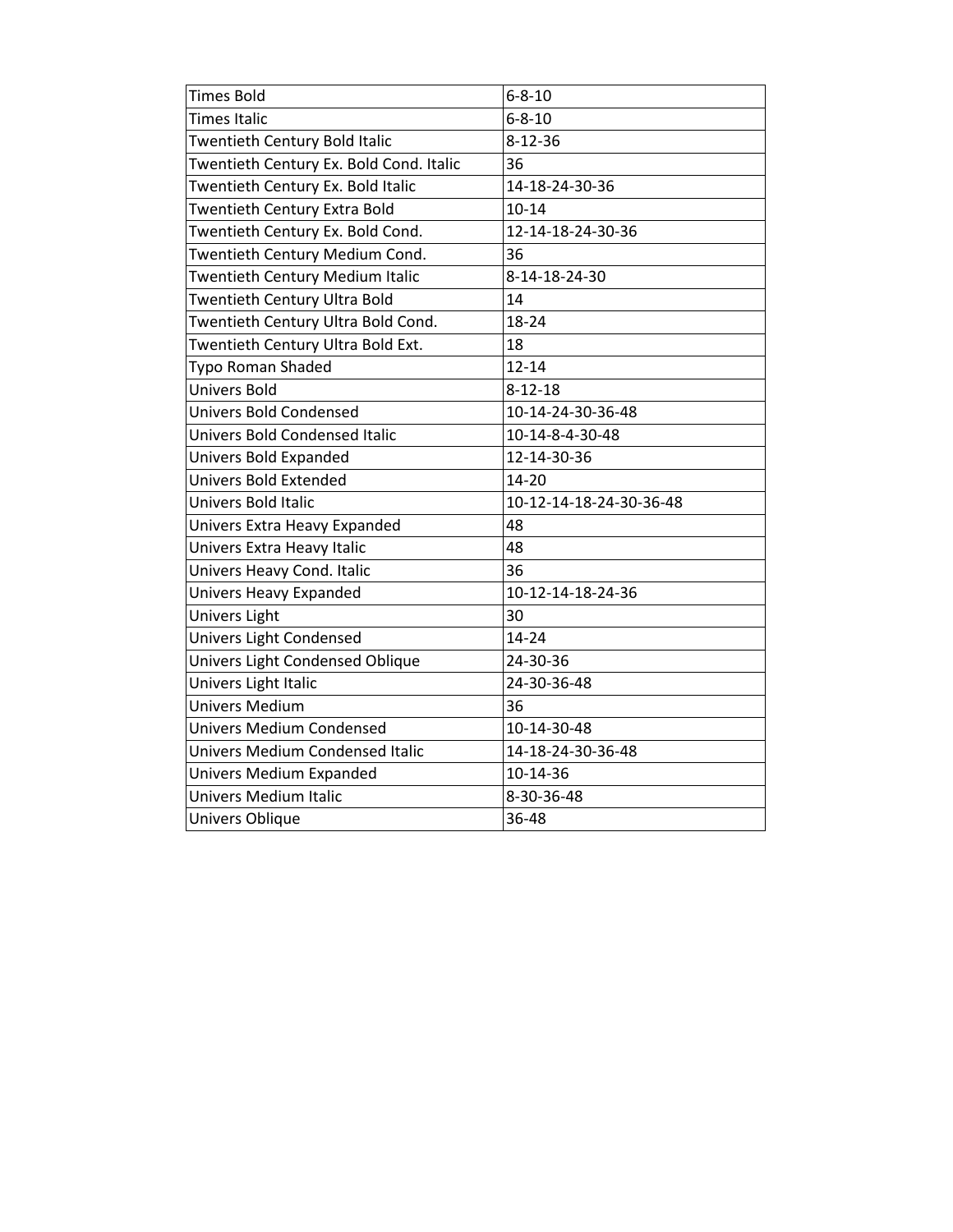| | |
|---|---|
| Times Bold | 6-8-10 |
| Times Italic | 6-8-10 |
| Twentieth Century Bold Italic | 8-12-36 |
| Twentieth Century Ex. Bold Cond. Italic | 36 |
| Twentieth Century Ex. Bold Italic | 14-18-24-30-36 |
| Twentieth Century Extra Bold | 10-14 |
| Twentieth Century Ex. Bold Cond. | 12-14-18-24-30-36 |
| Twentieth Century Medium Cond. | 36 |
| Twentieth Century Medium Italic | 8-14-18-24-30 |
| Twentieth Century Ultra Bold | 14 |
| Twentieth Century Ultra Bold Cond. | 18-24 |
| Twentieth Century Ultra Bold Ext. | 18 |
| Typo Roman Shaded | 12-14 |
| Univers Bold | 8-12-18 |
| Univers Bold Condensed | 10-14-24-30-36-48 |
| Univers Bold Condensed Italic | 10-14-8-4-30-48 |
| Univers Bold Expanded | 12-14-30-36 |
| Univers Bold Extended | 14-20 |
| Univers Bold Italic | 10-12-14-18-24-30-36-48 |
| Univers Extra Heavy Expanded | 48 |
| Univers Extra Heavy Italic | 48 |
| Univers Heavy Cond. Italic | 36 |
| Univers Heavy Expanded | 10-12-14-18-24-36 |
| Univers Light | 30 |
| Univers Light Condensed | 14-24 |
| Univers Light Condensed Oblique | 24-30-36 |
| Univers Light Italic | 24-30-36-48 |
| Univers Medium | 36 |
| Univers Medium Condensed | 10-14-30-48 |
| Univers Medium Condensed Italic | 14-18-24-30-36-48 |
| Univers Medium Expanded | 10-14-36 |
| Univers Medium Italic | 8-30-36-48 |
| Univers Oblique | 36-48 |